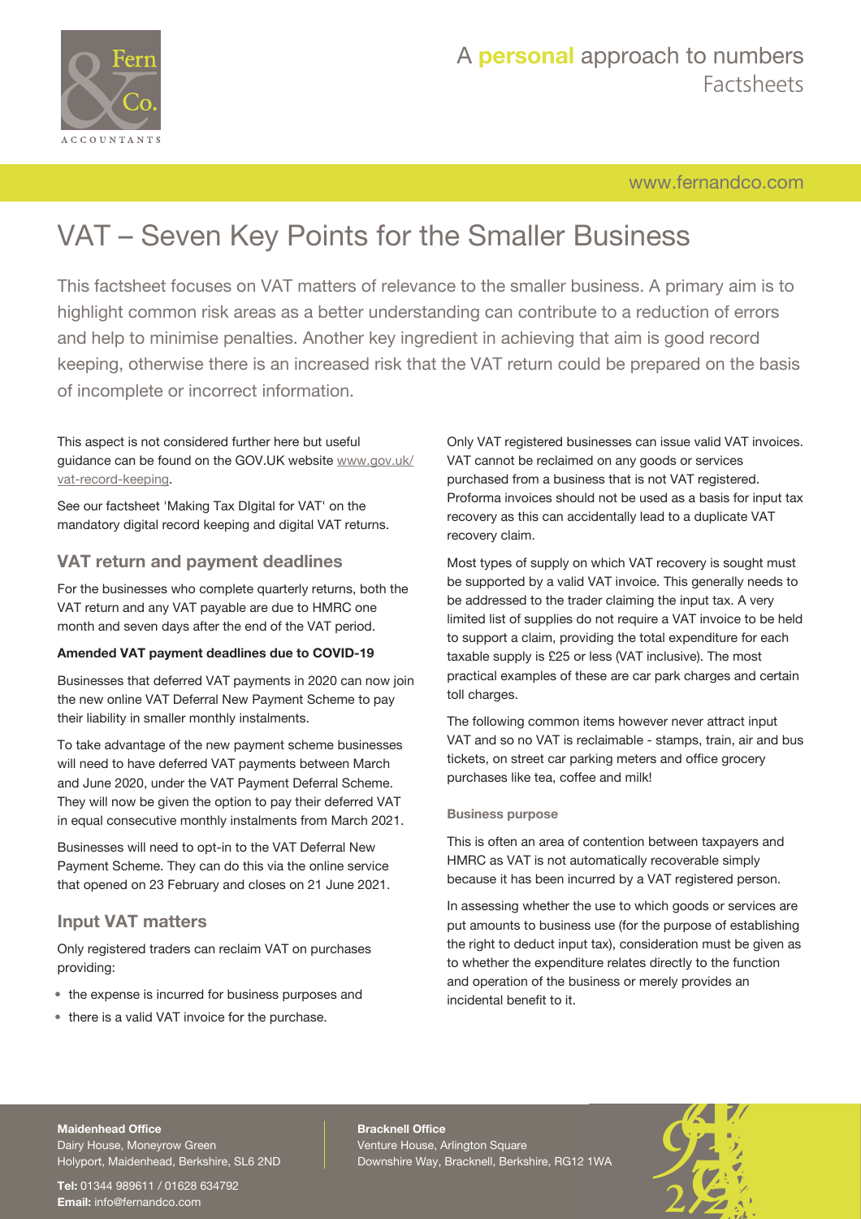# VAT – Seven Key Points for the Smaller Business

This factsheet focuses on VAT matters of relevance to the smaller business. A primary aim is to highlight common risk areas as a better understanding can contribute to a reduction of errors and help to minimise penalties. Another key ingredient in achieving that aim is good record keeping, otherwise there is an increased risk that the VAT return could be prepared on the basis of incomplete or incorrect information.

This aspect is not considered further here but useful guidance can be found on the GOV.UK website [www.gov.uk/vat-record-keeping](www.gov.uk/vat-record-keeping).

See our factsheet 'Making Tax DIgital for VAT' on the mandatory digital record keeping and digital VAT returns.

## VAT return and payment deadlines

For the businesses who complete quarterly returns, both the VAT return and any VAT payable are due to HMRC one month and seven days after the end of the VAT period.

**Amended VAT payment deadlines due to COVID-19**

Businesses that deferred VAT payments in 2020 can now join the new online VAT Deferral New Payment Scheme to pay their liability in smaller monthly instalments.

To take advantage of the new payment scheme businesses will need to have deferred VAT payments between March and June 2020, under the VAT Payment Deferral Scheme. They will now be given the option to pay their deferred VAT in equal consecutive monthly instalments from March 2021.

Businesses will need to opt-in to the VAT Deferral New Payment Scheme. They can do this via the online service that opened on 23 February and closes on 21 June 2021.

## Input VAT matters

Only registered traders can reclaim VAT on purchases providing:

- the expense is incurred for business purposes and
- there is a valid VAT invoice for the purchase.

Only VAT registered businesses can issue valid VAT invoices. VAT cannot be reclaimed on any goods or services purchased from a business that is not VAT registered. Proforma invoices should not be used as a basis for input tax recovery as this can accidentally lead to a duplicate VAT recovery claim.

Most types of supply on which VAT recovery is sought must be supported by a valid VAT invoice. This generally needs to be addressed to the trader claiming the input tax. A very limited list of supplies do not require a VAT invoice to be held to support a claim, providing the total expenditure for each taxable supply is £25 or less (VAT inclusive). The most practical examples of these are car park charges and certain toll charges.

The following common items however never attract input VAT and so no VAT is reclaimable - stamps, train, air and bus tickets, on street car parking meters and office grocery purchases like tea, coffee and milk!

### Business purpose

This is often an area of contention between taxpayers and HMRC as VAT is not automatically recoverable simply because it has been incurred by a VAT registered person.

In assessing whether the use to which goods or services are put amounts to business use (for the purpose of establishing the right to deduct input tax), consideration must be given as to whether the expenditure relates directly to the function and operation of the business or merely provides an incidental benefit to it.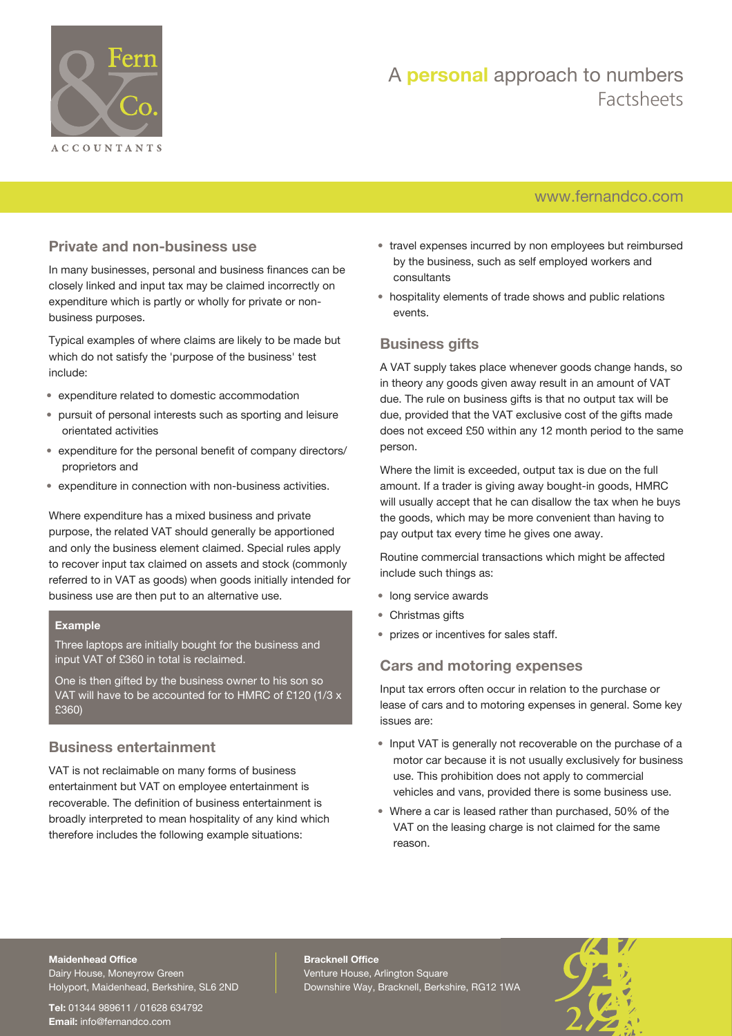## Private and non-business use

In many businesses, personal and business finances can be closely linked and input tax may be claimed incorrectly on expenditure which is partly or wholly for private or non-business purposes.

Typical examples of where claims are likely to be made but which do not satisfy the 'purpose of the business' test include:

- expenditure related to domestic accommodation
- pursuit of personal interests such as sporting and leisure orientated activities
- expenditure for the personal benefit of company directors/proprietors and
- expenditure in connection with non-business activities.

Where expenditure has a mixed business and private purpose, the related VAT should generally be apportioned and only the business element claimed. Special rules apply to recover input tax claimed on assets and stock (commonly referred to in VAT as goods) when goods initially intended for business use are then put to an alternative use.

**Example**

Three laptops are initially bought for the business and input VAT of £360 in total is reclaimed.

One is then gifted by the business owner to his son so VAT will have to be accounted for to HMRC of £120 (1/3 x £360)

## Business entertainment

VAT is not reclaimable on many forms of business entertainment but VAT on employee entertainment is recoverable. The definition of business entertainment is broadly interpreted to mean hospitality of any kind which therefore includes the following example situations:

- travel expenses incurred by non employees but reimbursed by the business, such as self employed workers and consultants
- hospitality elements of trade shows and public relations events.

## Business gifts

A VAT supply takes place whenever goods change hands, so in theory any goods given away result in an amount of VAT due. The rule on business gifts is that no output tax will be due, provided that the VAT exclusive cost of the gifts made does not exceed £50 within any 12 month period to the same person.

Where the limit is exceeded, output tax is due on the full amount. If a trader is giving away bought-in goods, HMRC will usually accept that he can disallow the tax when he buys the goods, which may be more convenient than having to pay output tax every time he gives one away.

Routine commercial transactions which might be affected include such things as:

- long service awards
- Christmas gifts
- prizes or incentives for sales staff.

## Cars and motoring expenses

Input tax errors often occur in relation to the purchase or lease of cars and to motoring expenses in general. Some key issues are:

- Input VAT is generally not recoverable on the purchase of a motor car because it is not usually exclusively for business use. This prohibition does not apply to commercial vehicles and vans, provided there is some business use.
- Where a car is leased rather than purchased, 50% of the VAT on the leasing charge is not claimed for the same reason.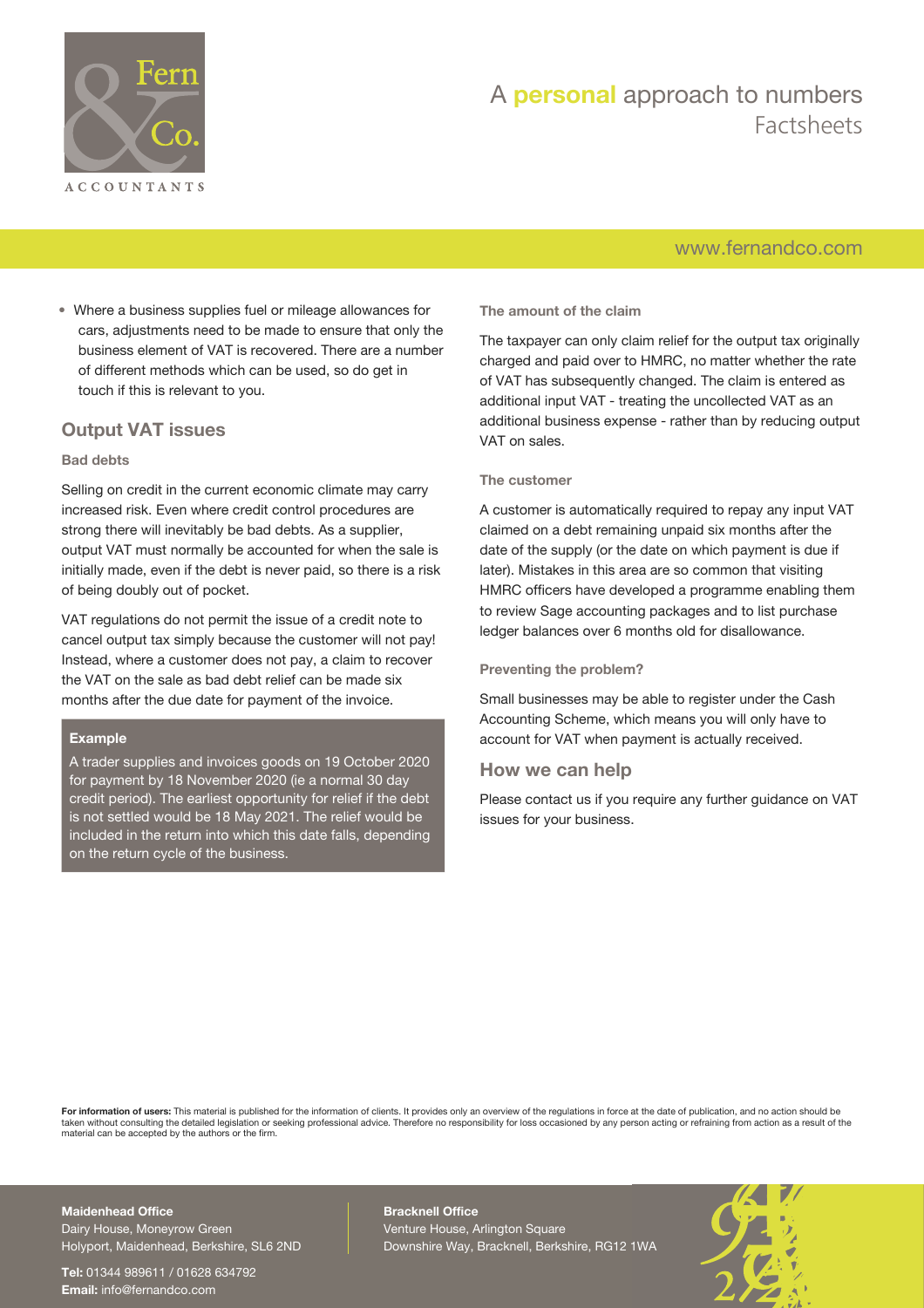- Where a business supplies fuel or mileage allowances for cars, adjustments need to be made to ensure that only the business element of VAT is recovered. There are a number of different methods which can be used, so do get in touch if this is relevant to you.

## Output VAT issues

### Bad debts

Selling on credit in the current economic climate may carry increased risk. Even where credit control procedures are strong there will inevitably be bad debts. As a supplier, output VAT must normally be accounted for when the sale is initially made, even if the debt is never paid, so there is a risk of being doubly out of pocket.

VAT regulations do not permit the issue of a credit note to cancel output tax simply because the customer will not pay! Instead, where a customer does not pay, a claim to recover the VAT on the sale as bad debt relief can be made six months after the due date for payment of the invoice.

**Example**

A trader supplies and invoices goods on 19 October 2020 for payment by 18 November 2020 (ie a normal 30 day credit period). The earliest opportunity for relief if the debt is not settled would be 18 May 2021. The relief would be included in the return into which this date falls, depending on the return cycle of the business.

### The amount of the claim

The taxpayer can only claim relief for the output tax originally charged and paid over to HMRC, no matter whether the rate of VAT has subsequently changed. The claim is entered as additional input VAT - treating the uncollected VAT as an additional business expense - rather than by reducing output VAT on sales.

### The customer

A customer is automatically required to repay any input VAT claimed on a debt remaining unpaid six months after the date of the supply (or the date on which payment is due if later). Mistakes in this area are so common that visiting HMRC officers have developed a programme enabling them to review Sage accounting packages and to list purchase ledger balances over 6 months old for disallowance.

### Preventing the problem?

Small businesses may be able to register under the Cash Accounting Scheme, which means you will only have to account for VAT when payment is actually received.

## How we can help

Please contact us if you require any further guidance on VAT issues for your business.

**For information of users:** This material is published for the information of clients. It provides only an overview of the regulations in force at the date of publication, and no action should be taken without consulting the detailed legislation or seeking professional advice. Therefore no responsibility for loss occasioned by any person acting or refraining from action as a result of the material can be accepted by the authors or the firm.